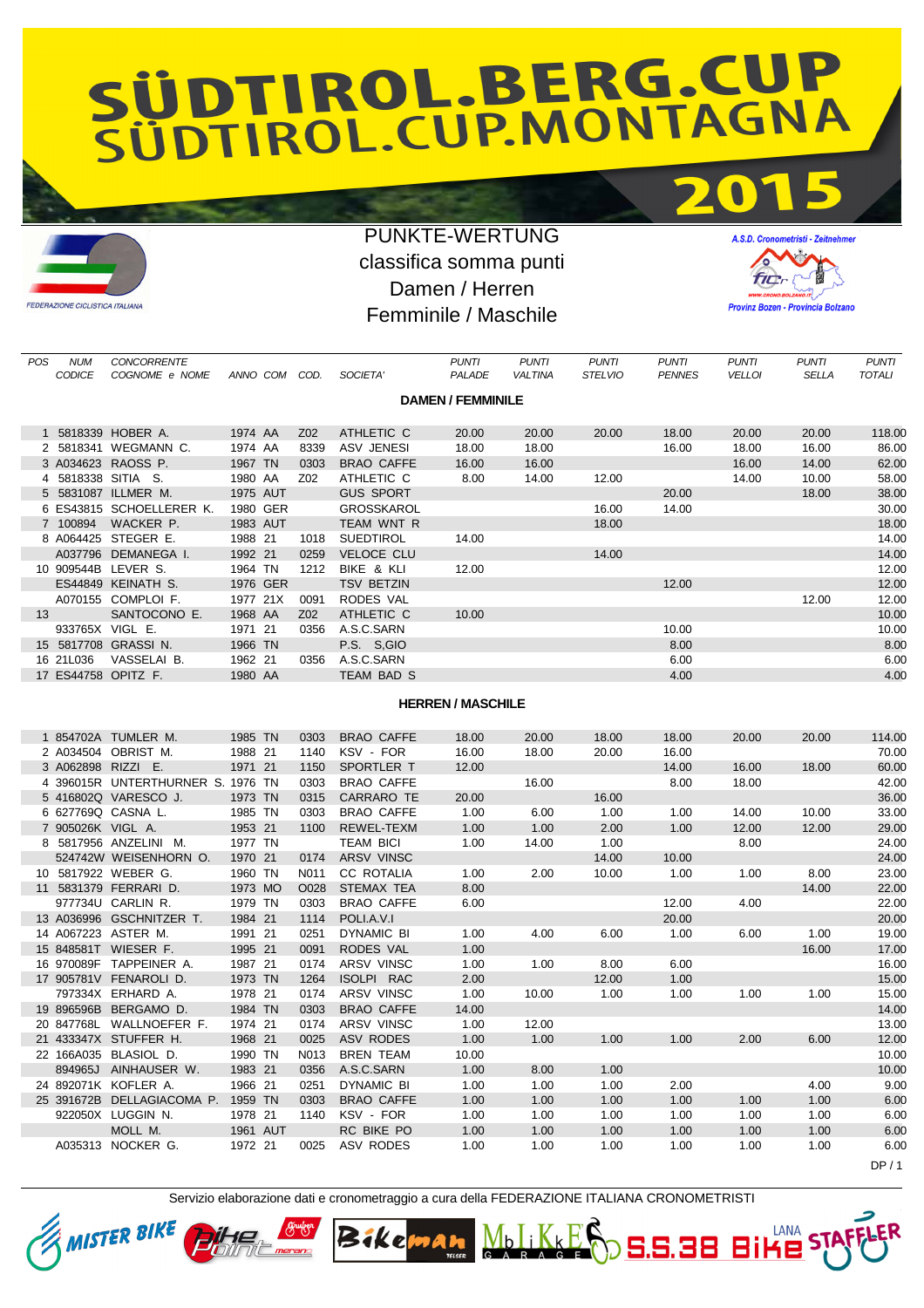# SÜDTIROL.BERG.CUP SÜDTIROL.CUP.MONTAGNA 2015

FEDERAZIONE CICLISTICA ITALIANA

PUNKTE-WERTUNG
classifica somma punti
Damen / Herren
Femminile / Maschile

A.S.D. Cronometristi - Zeitnehmer
Provinz Bozen - Provincia Bolzano

| POS | NUM CODICE | CONCORRENTE COGNOME e NOME | ANNO | COM | COD. | SOCIETA' | PUNTI PALADE | PUNTI VALTINA | PUNTI STELVIO | PUNTI PENNES | PUNTI VELLOI | PUNTI SELLA | PUNTI TOTALI |
|---|---|---|---|---|---|---|---|---|---|---|---|---|---|
| | | | | | | **DAMEN / FEMMINILE** | | | | | | | |
| 1 | 5818339 | HOBER A. | 1974 | AA | Z02 | ATHLETIC C | 20.00 | 20.00 | 20.00 | 18.00 | 20.00 | 20.00 | 118.00 |
| 2 | 5818341 | WEGMANN C. | 1974 | AA | 8339 | ASV JENESI | 18.00 | 18.00 | | 16.00 | 18.00 | 16.00 | 86.00 |
| 3 | A034623 | RAOSS P. | 1967 | TN | 0303 | BRAO CAFFE | 16.00 | 16.00 | | | 16.00 | 14.00 | 62.00 |
| 4 | 5818338 | SITIA S. | 1980 | AA | Z02 | ATHLETIC C | 8.00 | 14.00 | 12.00 | | 14.00 | 10.00 | 58.00 |
| 5 | 5831087 | ILLMER M. | 1975 | AUT | | GUS SPORT | | | | 20.00 | | 18.00 | 38.00 |
| 6 | ES43815 | SCHOELLERER K. | 1980 | GER | | GROSSKAROL | | | 16.00 | 14.00 | | | 30.00 |
| 7 | 100894 | WACKER P. | 1983 | AUT | | TEAM WNT R | | | 18.00 | | | | 18.00 |
| 8 | A064425 | STEGER E. | 1988 | 21 | 1018 | SUEDTIROL | 14.00 | | | | | | 14.00 |
| | A037796 | DEMANEGA I. | 1992 | 21 | 0259 | VELOCE CLU | | | 14.00 | | | | 14.00 |
| 10 | 909544B | LEVER S. | 1964 | TN | 1212 | BIKE & KLI | 12.00 | | | | | | 12.00 |
| | ES44849 | KEINATH S. | 1976 | GER | | TSV BETZIN | | | | 12.00 | | | 12.00 |
| | A070155 | COMPLOI F. | 1977 | 21X | 0091 | RODES VAL | | | | | | 12.00 | 12.00 |
| 13 | | SANTOCONO E. | 1968 | AA | Z02 | ATHLETIC C | 10.00 | | | | | | 10.00 |
| | 933765X | VIGL E. | 1971 | 21 | 0356 | A.S.C.SARN | | | | 10.00 | | | 10.00 |
| 15 | 5817708 | GRASSI N. | 1966 | TN | | P.S. S,GIO | | | | 8.00 | | | 8.00 |
| 16 | 21L036 | VASSELAI B. | 1962 | 21 | 0356 | A.S.C.SARN | | | | 6.00 | | | 6.00 |
| 17 | ES44758 | OPITZ F. | 1980 | AA | | TEAM BAD S | | | | 4.00 | | | 4.00 |
| | | | | | | **HERREN / MASCHILE** | | | | | | | |
| 1 | 854702A | TUMLER M. | 1985 | TN | 0303 | BRAO CAFFE | 18.00 | 20.00 | 18.00 | 18.00 | 20.00 | 20.00 | 114.00 |
| 2 | A034504 | OBRIST M. | 1988 | 21 | 1140 | KSV - FOR | 16.00 | 18.00 | 20.00 | 16.00 | | | 70.00 |
| 3 | A062898 | RIZZI E. | 1971 | 21 | 1150 | SPORTLER T | 12.00 | | | 14.00 | 16.00 | 18.00 | 60.00 |
| 4 | 396015R | UNTERTHURNER S. | 1976 | TN | 0303 | BRAO CAFFE | | 16.00 | | 8.00 | 18.00 | | 42.00 |
| 5 | 416802Q | VARESCO J. | 1973 | TN | 0315 | CARRARO TE | 20.00 | | 16.00 | | | | 36.00 |
| 6 | 627769Q | CASNA L. | 1985 | TN | 0303 | BRAO CAFFE | 1.00 | 6.00 | 1.00 | 1.00 | 14.00 | 10.00 | 33.00 |
| 7 | 905026K | VIGL A. | 1953 | 21 | 1100 | REWEL-TEXM | 1.00 | 1.00 | 2.00 | 1.00 | 12.00 | 12.00 | 29.00 |
| 8 | 5817956 | ANZELINI M. | 1977 | TN | | TEAM BICI | 1.00 | 14.00 | 1.00 | | 8.00 | | 24.00 |
| | 524742W | WEISENHORN O. | 1970 | 21 | 0174 | ARSV VINSC | | | 14.00 | 10.00 | | | 24.00 |
| 10 | 5817922 | WEBER G. | 1960 | TN | N011 | CC ROTALIA | 1.00 | 2.00 | 10.00 | 1.00 | 1.00 | 8.00 | 23.00 |
| 11 | 5831379 | FERRARI D. | 1973 | MO | O028 | STEMAX TEA | 8.00 | | | | | 14.00 | 22.00 |
| | 977734U | CARLIN R. | 1979 | TN | 0303 | BRAO CAFFE | 6.00 | | | 12.00 | 4.00 | | 22.00 |
| 13 | A036996 | GSCHNITZER T. | 1984 | 21 | 1114 | POLI.A.V.I | | | | 20.00 | | | 20.00 |
| 14 | A067223 | ASTER M. | 1991 | 21 | 0251 | DYNAMIC BI | 1.00 | 4.00 | 6.00 | 1.00 | 6.00 | 1.00 | 19.00 |
| 15 | 848581T | WIESER F. | 1995 | 21 | 0091 | RODES VAL | 1.00 | | | | | 16.00 | 17.00 |
| 16 | 970089F | TAPPEINER A. | 1987 | 21 | 0174 | ARSV VINSC | 1.00 | 1.00 | 8.00 | 6.00 | | | 16.00 |
| 17 | 905781V | FENAROLI D. | 1973 | TN | 1264 | ISOLPI RAC | 2.00 | | 12.00 | 1.00 | | | 15.00 |
| | 797334X | ERHARD A. | 1978 | 21 | 0174 | ARSV VINSC | 1.00 | 10.00 | 1.00 | 1.00 | 1.00 | 1.00 | 15.00 |
| 19 | 896596B | BERGAMO D. | 1984 | TN | 0303 | BRAO CAFFE | 14.00 | | | | | | 14.00 |
| 20 | 847768L | WALLNOEFER F. | 1974 | 21 | 0174 | ARSV VINSC | 1.00 | 12.00 | | | | | 13.00 |
| 21 | 433347X | STUFFER H. | 1968 | 21 | 0025 | ASV RODES | 1.00 | 1.00 | 1.00 | 1.00 | 2.00 | 6.00 | 12.00 |
| 22 | 166A035 | BLASIOL D. | 1990 | TN | N013 | BREN TEAM | 10.00 | | | | | | 10.00 |
| | 894965J | AINHAUSER W. | 1983 | 21 | 0356 | A.S.C.SARN | 1.00 | 8.00 | 1.00 | | | | 10.00 |
| 24 | 892071K | KOFLER A. | 1966 | 21 | 0251 | DYNAMIC BI | 1.00 | 1.00 | 1.00 | 2.00 | | 4.00 | 9.00 |
| 25 | 391672B | DELLAGIACOMA P. | 1959 | TN | 0303 | BRAO CAFFE | 1.00 | 1.00 | 1.00 | 1.00 | 1.00 | 1.00 | 6.00 |
| | 922050X | LUGGIN N. | 1978 | 21 | 1140 | KSV - FOR | 1.00 | 1.00 | 1.00 | 1.00 | 1.00 | 1.00 | 6.00 |
| | | MOLL M. | 1961 | AUT | | RC BIKE PO | 1.00 | 1.00 | 1.00 | 1.00 | 1.00 | 1.00 | 6.00 |
| | A035313 | NOCKER G. | 1972 | 21 | 0025 | ASV RODES | 1.00 | 1.00 | 1.00 | 1.00 | 1.00 | 1.00 | 6.00 |

DP / 1

Servizio elaborazione dati e cronometraggio a cura della FEDERAZIONE ITALIANA CRONOMETRISTI

MISTER BIKE · Bike Point · Bikeman · MbIKkE Garage · S.S.38 BIKE · LANA STAFFLER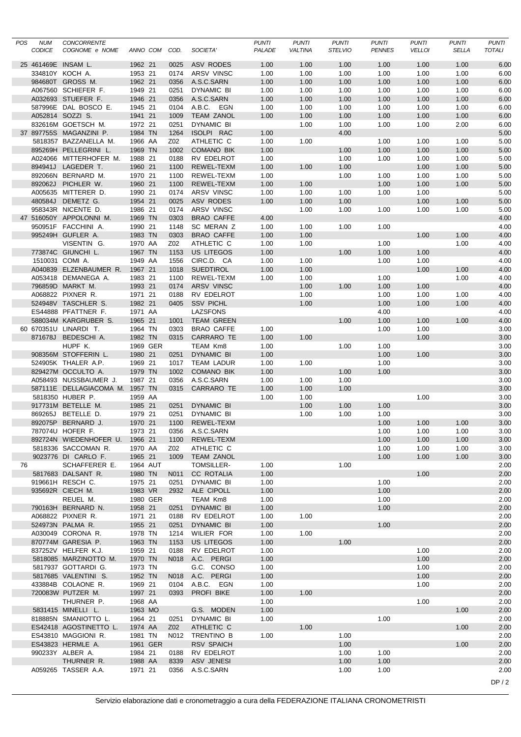| POS | NUM | CONCORRENTE | | | | | PUNTI | PUNTI | PUNTI | PUNTI | PUNTI | PUNTI | PUNTI |
|---|---|---|---|---|---|---|---|---|---|---|---|---|---|
| | CODICE | COGNOME e NOME | ANNO | COM | COD. | SOCIETA' | PALADE | VALTINA | STELVIO | PENNES | VELLOI | SELLA | TOTALI |
| 25 | 461469E | INSAM L. | 1962 | 21 | 0025 | ASV RODES | 1.00 | 1.00 | 1.00 | 1.00 | 1.00 | 1.00 | 6.00 |
| | 334810Y | KOCH A. | 1953 | 21 | 0174 | ARSV VINSC | 1.00 | 1.00 | 1.00 | 1.00 | 1.00 | 1.00 | 6.00 |
| | 984680T | GROSS M. | 1962 | 21 | 0356 | A.S.C.SARN | 1.00 | 1.00 | 1.00 | 1.00 | 1.00 | 1.00 | 6.00 |
| | A067560 | SCHIEFER F. | 1949 | 21 | 0251 | DYNAMIC BI | 1.00 | 1.00 | 1.00 | 1.00 | 1.00 | 1.00 | 6.00 |
| | A032693 | STUEFER F. | 1946 | 21 | 0356 | A.S.C.SARN | 1.00 | 1.00 | 1.00 | 1.00 | 1.00 | 1.00 | 6.00 |
| | 587996E | DAL BOSCO E. | 1945 | 21 | 0104 | A.B.C. EGN | 1.00 | 1.00 | 1.00 | 1.00 | 1.00 | 1.00 | 6.00 |
| | A052814 | SOZZI S. | 1941 | 21 | 1009 | TEAM ZANOL | 1.00 | 1.00 | 1.00 | 1.00 | 1.00 | 1.00 | 6.00 |
| | 832616M | GOETSCH M. | 1972 | 21 | 0251 | DYNAMIC BI | | 1.00 | 1.00 | 1.00 | 1.00 | 2.00 | 6.00 |
| 37 | 897755S | MAGANZINI P. | 1984 | TN | 1264 | ISOLPI RAC | 1.00 | | 4.00 | | | | 5.00 |
| | 5818357 | BAZZANELLA M. | 1966 | AA | Z02 | ATHLETIC C | 1.00 | 1.00 | | 1.00 | 1.00 | 1.00 | 5.00 |
| | 895269H | PELLEGRINI L. | 1969 | TN | 1002 | COMANO BIK | 1.00 | | 1.00 | 1.00 | 1.00 | 1.00 | 5.00 |
| | A024066 | MITTERHOFER M. | 1988 | 21 | 0188 | RV EDELROT | 1.00 | | 1.00 | 1.00 | 1.00 | 1.00 | 5.00 |
| | 894941J | LAGEDER T. | 1960 | 21 | 1100 | REWEL-TEXM | 1.00 | 1.00 | 1.00 | | 1.00 | 1.00 | 5.00 |
| | 892066N | BERNARD M. | 1970 | 21 | 1100 | REWEL-TEXM | 1.00 | | 1.00 | 1.00 | 1.00 | 1.00 | 5.00 |
| | 892062J | PICHLER W. | 1960 | 21 | 1100 | REWEL-TEXM | 1.00 | 1.00 | | 1.00 | 1.00 | 1.00 | 5.00 |
| | A005635 | MITTERER D. | 1990 | 21 | 0174 | ARSV VINSC | 1.00 | 1.00 | 1.00 | 1.00 | 1.00 | | 5.00 |
| | 480584J | DEMETZ G. | 1954 | 21 | 0025 | ASV RODES | 1.00 | 1.00 | 1.00 | | 1.00 | 1.00 | 5.00 |
| | 958343R | NICENTE D. | 1986 | 21 | 0174 | ARSV VINSC | | 1.00 | 1.00 | 1.00 | 1.00 | 1.00 | 5.00 |
| 47 | 516050Y | APPOLONNI M. | 1969 | TN | 0303 | BRAO CAFFE | 4.00 | | | | | | 4.00 |
| | 950951F | FACCHINI A. | 1990 | 21 | 1148 | SC MERAN Z | 1.00 | 1.00 | 1.00 | 1.00 | | | 4.00 |
| | 995249H | GUFLER A. | 1983 | TN | 0303 | BRAO CAFFE | 1.00 | 1.00 | | | 1.00 | 1.00 | 4.00 |
| | | VISENTIN G. | 1970 | AA | Z02 | ATHLETIC C | 1.00 | 1.00 | | 1.00 | | 1.00 | 4.00 |
| | 773874C | GIUNCHI L. | 1967 | TN | 1153 | US LITEGOS | 1.00 | | 1.00 | 1.00 | 1.00 | | 4.00 |
| | 1510031 | COMI A. | 1949 | AA | 1556 | CIRC.D. CA | 1.00 | 1.00 | | 1.00 | 1.00 | | 4.00 |
| | A040839 | ELZENBAUMER R. | 1967 | 21 | 1018 | SUEDTIROL | 1.00 | 1.00 | | | 1.00 | 1.00 | 4.00 |
| | A053418 | DEMANEGA A. | 1983 | 21 | 1100 | REWEL-TEXM | 1.00 | 1.00 | | 1.00 | | 1.00 | 4.00 |
| | 796859D | MARKT M. | 1993 | 21 | 0174 | ARSV VINSC | | 1.00 | 1.00 | 1.00 | 1.00 | | 4.00 |
| | A068822 | PIXNER R. | 1971 | 21 | 0188 | RV EDELROT | | 1.00 | | 1.00 | 1.00 | 1.00 | 4.00 |
| | 524948V | TASCHLER S. | 1982 | 21 | 0405 | SSV PICHL | | 1.00 | | 1.00 | 1.00 | 1.00 | 4.00 |
| | ES44888 | PFATTNER F. | 1971 | AA | | LAZSFONS | | | | 4.00 | | | 4.00 |
| | 588034M | KARGRUBER S. | 1965 | 21 | 1001 | TEAM GREEN | | | 1.00 | 1.00 | 1.00 | 1.00 | 4.00 |
| 60 | 670351U | LINARDI T. | 1964 | TN | 0303 | BRAO CAFFE | 1.00 | | | 1.00 | 1.00 | | 3.00 |
| | 871678J | BEDESCHI A. | 1982 | TN | 0315 | CARRARO TE | 1.00 | 1.00 | | | 1.00 | | 3.00 |
| | | HUPF K. | 1969 | GER | | TEAM Km8 | 1.00 | | 1.00 | 1.00 | | | 3.00 |
| | 908356M | STOFFERIN L. | 1980 | 21 | 0251 | DYNAMIC BI | 1.00 | | | 1.00 | 1.00 | | 3.00 |
| | 524905K | THALER A.P. | 1969 | 21 | 1017 | TEAM LADUR | 1.00 | 1.00 | | 1.00 | | | 3.00 |
| | 829427M | OCCULTO A. | 1979 | TN | 1002 | COMANO BIK | 1.00 | | 1.00 | 1.00 | | | 3.00 |
| | A058493 | NUSSBAUMER J. | 1987 | 21 | 0356 | A.S.C.SARN | 1.00 | 1.00 | 1.00 | | | | 3.00 |
| | 587111E | DELLAGIACOMA M. | 1957 | TN | 0315 | CARRARO TE | 1.00 | 1.00 | 1.00 | | | | 3.00 |
| | 5818350 | HUBER P. | 1959 | AA | | | 1.00 | 1.00 | | | 1.00 | | 3.00 |
| | 917731M | BETELLE M. | 1985 | 21 | 0251 | DYNAMIC BI | | 1.00 | 1.00 | 1.00 | | | 3.00 |
| | 869265J | BETELLE D. | 1979 | 21 | 0251 | DYNAMIC BI | | 1.00 | 1.00 | 1.00 | | | 3.00 |
| | 892075P | BERNARD J. | 1970 | 21 | 1100 | REWEL-TEXM | | | | 1.00 | 1.00 | 1.00 | 3.00 |
| | 787074U | HOFER F. | 1973 | 21 | 0356 | A.S.C.SARN | | | | 1.00 | 1.00 | 1.00 | 3.00 |
| | 892724N | WIEDENHOFER U. | 1966 | 21 | 1100 | REWEL-TEXM | | | | 1.00 | 1.00 | 1.00 | 3.00 |
| | 5818336 | SACCOMAN R. | 1970 | AA | Z02 | ATHLETIC C | | | | 1.00 | 1.00 | 1.00 | 3.00 |
| | 9023776 | DI CARLO F. | 1965 | 21 | 1009 | TEAM ZANOL | | | | 1.00 | 1.00 | 1.00 | 3.00 |
| 76 | | SCHAFFERER E. | 1964 | AUT | | TOMSILLER- | 1.00 | | 1.00 | | | | 2.00 |
| | 5817683 | DALSANT R. | 1980 | TN | N011 | CC ROTALIA | 1.00 | | | | 1.00 | | 2.00 |
| | 919661H | RESCH C. | 1975 | 21 | 0251 | DYNAMIC BI | 1.00 | | | 1.00 | | | 2.00 |
| | 935692R | CIECH M. | 1983 | VR | 2932 | ALE CIPOLL | 1.00 | | | 1.00 | | | 2.00 |
| | | REUEL M. | 1980 | GER | | TEAM Km8 | 1.00 | | | 1.00 | | | 2.00 |
| | 790163H | BERNARD N. | 1958 | 21 | 0251 | DYNAMIC BI | 1.00 | | | 1.00 | | | 2.00 |
| | A068822 | PIXNER R. | 1971 | 21 | 0188 | RV EDELROT | 1.00 | 1.00 | | | | | 2.00 |
| | 524973N | PALMA R. | 1955 | 21 | 0251 | DYNAMIC BI | 1.00 | | | 1.00 | | | 2.00 |
| | A030049 | CORONA R. | 1978 | TN | 1214 | WILIER FOR | 1.00 | 1.00 | | | | | 2.00 |
| | 870774M | GARESIA P. | 1963 | TN | 1153 | US LITEGOS | 1.00 | | 1.00 | | | | 2.00 |
| | 837252V | HELFER K.J. | 1959 | 21 | 0188 | RV EDELROT | 1.00 | | | | 1.00 | | 2.00 |
| | 5818085 | MARZINOTTO M. | 1970 | TN | N018 | A.C. PERGI | 1.00 | | | | 1.00 | | 2.00 |
| | 5817937 | GOTTARDI G. | 1973 | TN | | G.C. CONSO | 1.00 | | | | 1.00 | | 2.00 |
| | 5817685 | VALENTINI S. | 1952 | TN | N018 | A.C. PERGI | 1.00 | | | | 1.00 | | 2.00 |
| | 433884B | COLAONE R. | 1969 | 21 | 0104 | A.B.C. EGN | 1.00 | | | | 1.00 | | 2.00 |
| | 720083W | PUTZER M. | 1997 | 21 | 0393 | PROFI BIKE | 1.00 | 1.00 | | | | | 2.00 |
| | | THURNER P. | 1968 | AA | | | 1.00 | | | | 1.00 | | 2.00 |
| | 5831415 | MINELLI L. | 1963 | MO | | G.S. MODEN | 1.00 | | | | | 1.00 | 2.00 |
| | 818885N | SMANIOTTO L. | 1964 | 21 | 0251 | DYNAMIC BI | 1.00 | | | 1.00 | | | 2.00 |
| | ES42418 | AGOSTINETTO L. | 1974 | AA | Z02 | ATHLETIC C | | 1.00 | | | | 1.00 | 2.00 |
| | ES43810 | MAGGIONI R. | 1981 | TN | N012 | TRENTINO B | 1.00 | | 1.00 | | | | 2.00 |
| | ES43823 | HERMLE A. | 1961 | GER | | RSV SPAICH | | | 1.00 | | | 1.00 | 2.00 |
| | 990233Y | ALBER A. | 1984 | 21 | 0188 | RV EDELROT | | | 1.00 | 1.00 | | | 2.00 |
| | | THURNER R. | 1988 | AA | 8339 | ASV JENESI | | | 1.00 | 1.00 | | | 2.00 |
| | A059265 | TASSER A.A. | 1971 | 21 | 0356 | A.S.C.SARN | | | 1.00 | 1.00 | | | 2.00 |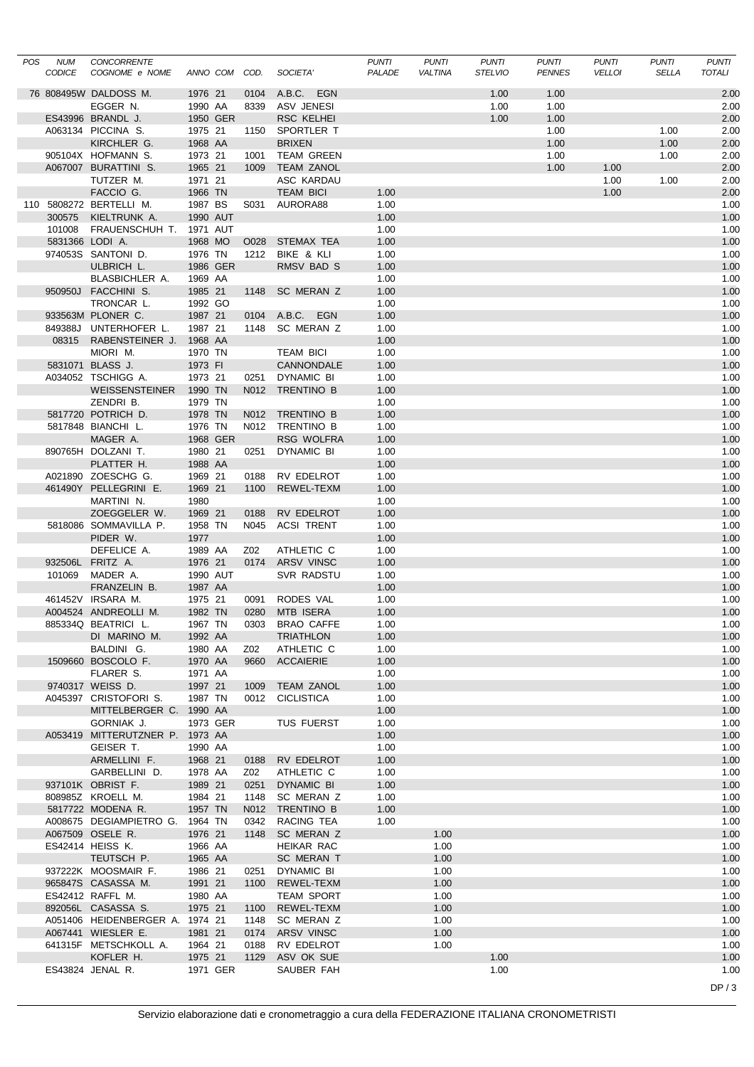| POS | NUM CODICE | CONCORRENTE COGNOME e NOME | ANNO | COM | COD. | SOCIETA' | PUNTI PALADE | PUNTI VALTINA | PUNTI STELVIO | PUNTI PENNES | PUNTI VELLOI | PUNTI SELLA | PUNTI TOTALI |
|---|---|---|---|---|---|---|---|---|---|---|---|---|---|
| 76 | 808495W | DALDOSS M. | 1976 | 21 | 0104 | A.B.C. EGN | | | 1.00 | 1.00 | | | 2.00 |
| | | EGGER N. | 1990 | AA | 8339 | ASV JENESI | | | 1.00 | 1.00 | | | 2.00 |
| | ES43996 | BRANDL J. | 1950 | GER | | RSC KELHEI | | | 1.00 | 1.00 | | | 2.00 |
| | A063134 | PICCINA S. | 1975 | 21 | 1150 | SPORTLER T | | | | 1.00 | | 1.00 | 2.00 |
| | | KIRCHLER G. | 1968 | AA | | BRIXEN | | | | 1.00 | | 1.00 | 2.00 |
| | 905104X | HOFMANN S. | 1973 | 21 | 1001 | TEAM GREEN | | | | 1.00 | | 1.00 | 2.00 |
| | A067007 | BURATTINI S. | 1965 | 21 | 1009 | TEAM ZANOL | | | | 1.00 | 1.00 | | 2.00 |
| | | TUTZER M. | 1971 | 21 | | ASC KARDAU | | | | | 1.00 | 1.00 | 2.00 |
| | | FACCIO G. | 1966 | TN | | TEAM BICI | 1.00 | | | | 1.00 | | 2.00 |
| 110 | 5808272 | BERTELLI M. | 1987 | BS | S031 | AURORA88 | 1.00 | | | | | | 1.00 |
| | 300575 | KIELTRUNK A. | 1990 | AUT | | | 1.00 | | | | | | 1.00 |
| | 101008 | FRAUENSCHUH T. | 1971 | AUT | | | 1.00 | | | | | | 1.00 |
| | 5831366 | LODI A. | 1968 | MO | O028 | STEMAX TEA | 1.00 | | | | | | 1.00 |
| | 974053S | SANTONI D. | 1976 | TN | 1212 | BIKE & KLI | 1.00 | | | | | | 1.00 |
| | | ULBRICH L. | 1986 | GER | | RMSV BAD S | 1.00 | | | | | | 1.00 |
| | | BLASBICHLER A. | 1969 | AA | | | 1.00 | | | | | | 1.00 |
| | 950950J | FACCHINI S. | 1985 | 21 | 1148 | SC MERAN Z | 1.00 | | | | | | 1.00 |
| | | TRONCAR L. | 1992 | GO | | | 1.00 | | | | | | 1.00 |
| | 933563M | PLONER C. | 1987 | 21 | 0104 | A.B.C. EGN | 1.00 | | | | | | 1.00 |
| | 849388J | UNTERHOFER L. | 1987 | 21 | 1148 | SC MERAN Z | 1.00 | | | | | | 1.00 |
| | 08315 | RABENSTEINER J. | 1968 | AA | | | 1.00 | | | | | | 1.00 |
| | | MIORI M. | 1970 | TN | | TEAM BICI | 1.00 | | | | | | 1.00 |
| | 5831071 | BLASS J. | 1973 | FI | | CANNONDALE | 1.00 | | | | | | 1.00 |
| | A034052 | TSCHIGG A. | 1973 | 21 | 0251 | DYNAMIC BI | 1.00 | | | | | | 1.00 |
| | | WEISSENSTEINER | 1990 | TN | N012 | TRENTINO B | 1.00 | | | | | | 1.00 |
| | | ZENDRI B. | 1979 | TN | | | 1.00 | | | | | | 1.00 |
| | 5817720 | POTRICH D. | 1978 | TN | N012 | TRENTINO B | 1.00 | | | | | | 1.00 |
| | 5817848 | BIANCHI L. | 1976 | TN | N012 | TRENTINO B | 1.00 | | | | | | 1.00 |
| | | MAGER A. | 1968 | GER | | RSG WOLFRA | 1.00 | | | | | | 1.00 |
| | 890765H | DOLZANI T. | 1980 | 21 | 0251 | DYNAMIC BI | 1.00 | | | | | | 1.00 |
| | | PLATTER H. | 1988 | AA | | | 1.00 | | | | | | 1.00 |
| | A021890 | ZOESCHG G. | 1969 | 21 | 0188 | RV EDELROT | 1.00 | | | | | | 1.00 |
| | 461490Y | PELLEGRINI E. | 1969 | 21 | 1100 | REWEL-TEXM | 1.00 | | | | | | 1.00 |
| | | MARTINI N. | 1980 | | | | 1.00 | | | | | | 1.00 |
| | | ZOEGGELER W. | 1969 | 21 | 0188 | RV EDELROT | 1.00 | | | | | | 1.00 |
| | 5818086 | SOMMAVILLA P. | 1958 | TN | N045 | ACSI TRENT | 1.00 | | | | | | 1.00 |
| | | PIDER W. | 1977 | | | | 1.00 | | | | | | 1.00 |
| | | DEFELICE A. | 1989 | AA | Z02 | ATHLETIC C | 1.00 | | | | | | 1.00 |
| | 932506L | FRITZ A. | 1976 | 21 | 0174 | ARSV VINSC | 1.00 | | | | | | 1.00 |
| | 101069 | MADER A. | 1990 | AUT | | SVR RADSTU | 1.00 | | | | | | 1.00 |
| | | FRANZELIN B. | 1987 | AA | | | 1.00 | | | | | | 1.00 |
| | 461452V | IRSARA M. | 1975 | 21 | 0091 | RODES VAL | 1.00 | | | | | | 1.00 |
| | A004524 | ANDREOLLI M. | 1982 | TN | 0280 | MTB ISERA | 1.00 | | | | | | 1.00 |
| | 885334Q | BEATRICI L. | 1967 | TN | 0303 | BRAO CAFFE | 1.00 | | | | | | 1.00 |
| | | DI MARINO M. | 1992 | AA | | TRIATHLON | 1.00 | | | | | | 1.00 |
| | | BALDINI G. | 1980 | AA | Z02 | ATHLETIC C | 1.00 | | | | | | 1.00 |
| | 1509660 | BOSCOLO F. | 1970 | AA | 9660 | ACCAIERIE | 1.00 | | | | | | 1.00 |
| | | FLARER S. | 1971 | AA | | | 1.00 | | | | | | 1.00 |
| | 9740317 | WEISS D. | 1997 | 21 | 1009 | TEAM ZANOL | 1.00 | | | | | | 1.00 |
| | A045397 | CRISTOFORI S. | 1987 | TN | 0012 | CICLISTICA | 1.00 | | | | | | 1.00 |
| | | MITTELBERGER C. | 1990 | AA | | | 1.00 | | | | | | 1.00 |
| | | GORNIAK J. | 1973 | GER | | TUS FUERST | 1.00 | | | | | | 1.00 |
| | A053419 | MITTERUTZNER P. | 1973 | AA | | | 1.00 | | | | | | 1.00 |
| | | GEISER T. | 1990 | AA | | | 1.00 | | | | | | 1.00 |
| | | ARMELLINI F. | 1968 | 21 | 0188 | RV EDELROT | 1.00 | | | | | | 1.00 |
| | | GARBELLINI D. | 1978 | AA | Z02 | ATHLETIC C | 1.00 | | | | | | 1.00 |
| | 937101K | OBRIST F. | 1989 | 21 | 0251 | DYNAMIC BI | 1.00 | | | | | | 1.00 |
| | 808985Z | KROELL M. | 1984 | 21 | 1148 | SC MERAN Z | 1.00 | | | | | | 1.00 |
| | 5817722 | MODENA R. | 1957 | TN | N012 | TRENTINO B | 1.00 | | | | | | 1.00 |
| | A008675 | DEGIAMPIETRO G. | 1964 | TN | 0342 | RACING TEA | 1.00 | | | | | | 1.00 |
| | A067509 | OSELE R. | 1976 | 21 | 1148 | SC MERAN Z | | 1.00 | | | | | 1.00 |
| | ES42414 | HEISS K. | 1966 | AA | | HEIKAR RAC | | 1.00 | | | | | 1.00 |
| | | TEUTSCH P. | 1965 | AA | | SC MERAN T | | 1.00 | | | | | 1.00 |
| | 937222K | MOOSMAIR F. | 1986 | 21 | 0251 | DYNAMIC BI | | 1.00 | | | | | 1.00 |
| | 965847S | CASASSA M. | 1991 | 21 | 1100 | REWEL-TEXM | | 1.00 | | | | | 1.00 |
| | ES42412 | RAFFL M. | 1980 | AA | | TEAM SPORT | | 1.00 | | | | | 1.00 |
| | 892056L | CASASSA S. | 1975 | 21 | 1100 | REWEL-TEXM | | 1.00 | | | | | 1.00 |
| | A051406 | HEIDENBERGER A. | 1974 | 21 | 1148 | SC MERAN Z | | 1.00 | | | | | 1.00 |
| | A067441 | WIESLER E. | 1981 | 21 | 0174 | ARSV VINSC | | 1.00 | | | | | 1.00 |
| | 641315F | METSCHKOLL A. | 1964 | 21 | 0188 | RV EDELROT | | 1.00 | | | | | 1.00 |
| | | KOFLER H. | 1975 | 21 | 1129 | ASV OK SUE | | | 1.00 | | | | 1.00 |
| | ES43824 | JENAL R. | 1971 | GER | | SAUBER FAH | | | 1.00 | | | | 1.00 |

Servizio elaborazione dati e cronometraggio a cura della FEDERAZIONE ITALIANA CRONOMETRISTI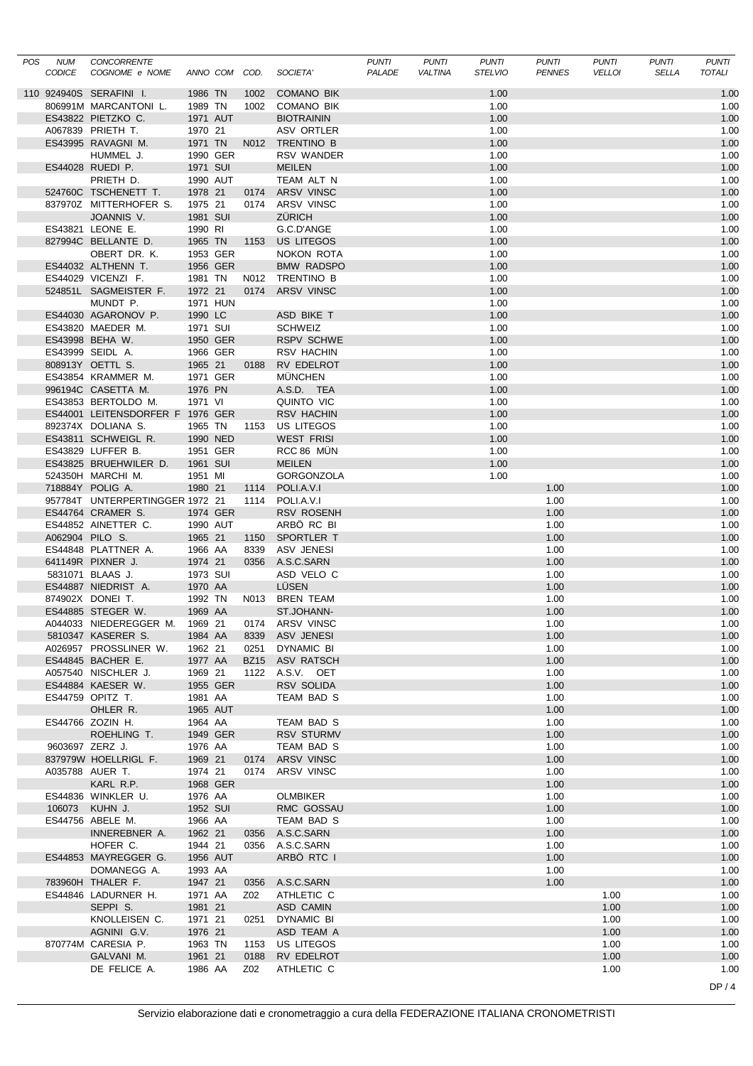| POS | NUM CODICE | CONCORRENTE COGNOME e NOME | ANNO | COM | COD. | SOCIETA' | PUNTI PALADE | PUNTI VALTINA | PUNTI STELVIO | PUNTI PENNES | PUNTI VELLOI | PUNTI SELLA | PUNTI TOTALI |
|---|---|---|---|---|---|---|---|---|---|---|---|---|---|
| 110 | 924940S | SERAFINI I. | 1986 | TN | 1002 | COMANO BIK | | | 1.00 | | | | 1.00 |
| | 806991M | MARCANTONI L. | 1989 | TN | 1002 | COMANO BIK | | | 1.00 | | | | 1.00 |
| | ES43822 | PIETZKO C. | 1971 | AUT | | BIOTRAININ | | | 1.00 | | | | 1.00 |
| | A067839 | PRIETH T. | 1970 | 21 | | ASV ORTLER | | | 1.00 | | | | 1.00 |
| | ES43995 | RAVAGNI M. | 1971 | TN | N012 | TRENTINO B | | | 1.00 | | | | 1.00 |
| | | HUMMEL J. | 1990 | GER | | RSV WANDER | | | 1.00 | | | | 1.00 |
| | ES44028 | RUEDI P. | 1971 | SUI | | MEILEN | | | 1.00 | | | | 1.00 |
| | | PRIETH D. | 1990 | AUT | | TEAM ALT N | | | 1.00 | | | | 1.00 |
| | 524760C | TSCHENETT T. | 1978 | 21 | 0174 | ARSV VINSC | | | 1.00 | | | | 1.00 |
| | 837970Z | MITTERHOFER S. | 1975 | 21 | 0174 | ARSV VINSC | | | 1.00 | | | | 1.00 |
| | | JOANNIS V. | 1981 | SUI | | ZÜRICH | | | 1.00 | | | | 1.00 |
| | ES43821 | LEONE E. | 1990 | RI | | G.C.D'ANGE | | | 1.00 | | | | 1.00 |
| | 827994C | BELLANTE D. | 1965 | TN | 1153 | US LITEGOS | | | 1.00 | | | | 1.00 |
| | | OBERT DR. K. | 1953 | GER | | NOKON ROTA | | | 1.00 | | | | 1.00 |
| | ES44032 | ALTHENN T. | 1956 | GER | | BMW RADSPO | | | 1.00 | | | | 1.00 |
| | ES44029 | VICENZI F. | 1981 | TN | N012 | TRENTINO B | | | 1.00 | | | | 1.00 |
| | 524851L | SAGMEISTER F. | 1972 | 21 | 0174 | ARSV VINSC | | | 1.00 | | | | 1.00 |
| | | MUNDT P. | 1971 | HUN | | | | | 1.00 | | | | 1.00 |
| | ES44030 | AGARONOV P. | 1990 | LC | | ASD BIKE T | | | 1.00 | | | | 1.00 |
| | ES43820 | MAEDER M. | 1971 | SUI | | SCHWEIZ | | | 1.00 | | | | 1.00 |
| | ES43998 | BEHA W. | 1950 | GER | | RSPV SCHWE | | | 1.00 | | | | 1.00 |
| | ES43999 | SEIDL A. | 1966 | GER | | RSV HACHIN | | | 1.00 | | | | 1.00 |
| | 808913Y | OETTL S. | 1965 | 21 | 0188 | RV EDELROT | | | 1.00 | | | | 1.00 |
| | ES43854 | KRAMMER M. | 1971 | GER | | MÜNCHEN | | | 1.00 | | | | 1.00 |
| | 996194C | CASETTA M. | 1976 | PN | | A.S.D. TEA | | | 1.00 | | | | 1.00 |
| | ES43853 | BERTOLDO M. | 1971 | VI | | QUINTO VIC | | | 1.00 | | | | 1.00 |
| | ES44001 | LEITENSDORFER F | 1976 | GER | | RSV HACHIN | | | 1.00 | | | | 1.00 |
| | 892374X | DOLIANA S. | 1965 | TN | 1153 | US LITEGOS | | | 1.00 | | | | 1.00 |
| | ES43811 | SCHWEIGL R. | 1990 | NED | | WEST FRISI | | | 1.00 | | | | 1.00 |
| | ES43829 | LUFFER B. | 1951 | GER | | RCC 86 MÜN | | | 1.00 | | | | 1.00 |
| | ES43825 | BRUEHWILER D. | 1961 | SUI | | MEILEN | | | 1.00 | | | | 1.00 |
| | 524350H | MARCHI M. | 1951 | MI | | GORGONZOLA | | | 1.00 | | | | 1.00 |
| | 718884Y | POLIG A. | 1980 | 21 | 1114 | POLI.A.V.I | | | | 1.00 | | | 1.00 |
| | 957784T | UNTERPERTINGGER | 1972 | 21 | 1114 | POLI.A.V.I | | | | 1.00 | | | 1.00 |
| | ES44764 | CRAMER S. | 1974 | GER | | RSV ROSENH | | | | 1.00 | | | 1.00 |
| | ES44852 | AINETTER C. | 1990 | AUT | | ARBÖ RC BI | | | | 1.00 | | | 1.00 |
| | A062904 | PILO S. | 1965 | 21 | 1150 | SPORTLER T | | | | 1.00 | | | 1.00 |
| | ES44848 | PLATTNER A. | 1966 | AA | 8339 | ASV JENESI | | | | 1.00 | | | 1.00 |
| | 641149R | PIXNER J. | 1974 | 21 | 0356 | A.S.C.SARN | | | | 1.00 | | | 1.00 |
| | 5831071 | BLAAS J. | 1973 | SUI | | ASD VELO C | | | | 1.00 | | | 1.00 |
| | ES44887 | NIEDRIST A. | 1970 | AA | | LÜSEN | | | | 1.00 | | | 1.00 |
| | 874902X | DONEI T. | 1992 | TN | N013 | BREN TEAM | | | | 1.00 | | | 1.00 |
| | ES44885 | STEGER W. | 1969 | AA | | ST.JOHANN- | | | | 1.00 | | | 1.00 |
| | A044033 | NIEDEREGGER M. | 1969 | 21 | 0174 | ARSV VINSC | | | | 1.00 | | | 1.00 |
| | 5810347 | KASERER S. | 1984 | AA | 8339 | ASV JENESI | | | | 1.00 | | | 1.00 |
| | A026957 | PROSSLINER W. | 1962 | 21 | 0251 | DYNAMIC BI | | | | 1.00 | | | 1.00 |
| | ES44845 | BACHER E. | 1977 | AA | BZ15 | ASV RATSCH | | | | 1.00 | | | 1.00 |
| | A057540 | NISCHLER J. | 1969 | 21 | 1122 | A.S.V. OET | | | | 1.00 | | | 1.00 |
| | ES44884 | KAESER W. | 1955 | GER | | RSV SOLIDA | | | | 1.00 | | | 1.00 |
| | ES44759 | OPITZ T. | 1981 | AA | | TEAM BAD S | | | | 1.00 | | | 1.00 |
| | | OHLER R. | 1965 | AUT | | | | | | 1.00 | | | 1.00 |
| | ES44766 | ZOZIN H. | 1964 | AA | | TEAM BAD S | | | | 1.00 | | | 1.00 |
| | | ROEHLING T. | 1949 | GER | | RSV STURMV | | | | 1.00 | | | 1.00 |
| | 9603697 | ZERZ J. | 1976 | AA | | TEAM BAD S | | | | 1.00 | | | 1.00 |
| | 837979W | HOELLRIGL F. | 1969 | 21 | 0174 | ARSV VINSC | | | | 1.00 | | | 1.00 |
| | A035788 | AUER T. | 1974 | 21 | 0174 | ARSV VINSC | | | | 1.00 | | | 1.00 |
| | | KARL R.P. | 1968 | GER | | | | | | 1.00 | | | 1.00 |
| | ES44836 | WINKLER U. | 1976 | AA | | OLMBIKER | | | | 1.00 | | | 1.00 |
| | 106073 | KUHN J. | 1952 | SUI | | RMC GOSSAU | | | | 1.00 | | | 1.00 |
| | ES44756 | ABELE M. | 1966 | AA | | TEAM BAD S | | | | 1.00 | | | 1.00 |
| | | INNEREBNER A. | 1962 | 21 | 0356 | A.S.C.SARN | | | | 1.00 | | | 1.00 |
| | | HOFER C. | 1944 | 21 | 0356 | A.S.C.SARN | | | | 1.00 | | | 1.00 |
| | ES44853 | MAYREGGER G. | 1956 | AUT | | ARBÖ RTC I | | | | 1.00 | | | 1.00 |
| | | DOMANEGG A. | 1993 | AA | | | | | | 1.00 | | | 1.00 |
| | 783960H | THALER F. | 1947 | 21 | 0356 | A.S.C.SARN | | | | 1.00 | | | 1.00 |
| | ES44846 | LADURNER H. | 1971 | AA | Z02 | ATHLETIC C | | | | | 1.00 | | 1.00 |
| | | SEPPI S. | 1981 | 21 | | ASD CAMIN | | | | | 1.00 | | 1.00 |
| | | KNOLLEISEN C. | 1971 | 21 | 0251 | DYNAMIC BI | | | | | 1.00 | | 1.00 |
| | | AGNINI G.V. | 1976 | 21 | | ASD TEAM A | | | | | 1.00 | | 1.00 |
| | 870774M | CARESIA P. | 1963 | TN | 1153 | US LITEGOS | | | | | 1.00 | | 1.00 |
| | | GALVANI M. | 1961 | 21 | 0188 | RV EDELROT | | | | | 1.00 | | 1.00 |
| | | DE FELICE A. | 1986 | AA | Z02 | ATHLETIC C | | | | | 1.00 | | 1.00 |

Servizio elaborazione dati e cronometraggio a cura della FEDERAZIONE ITALIANA CRONOMETRISTI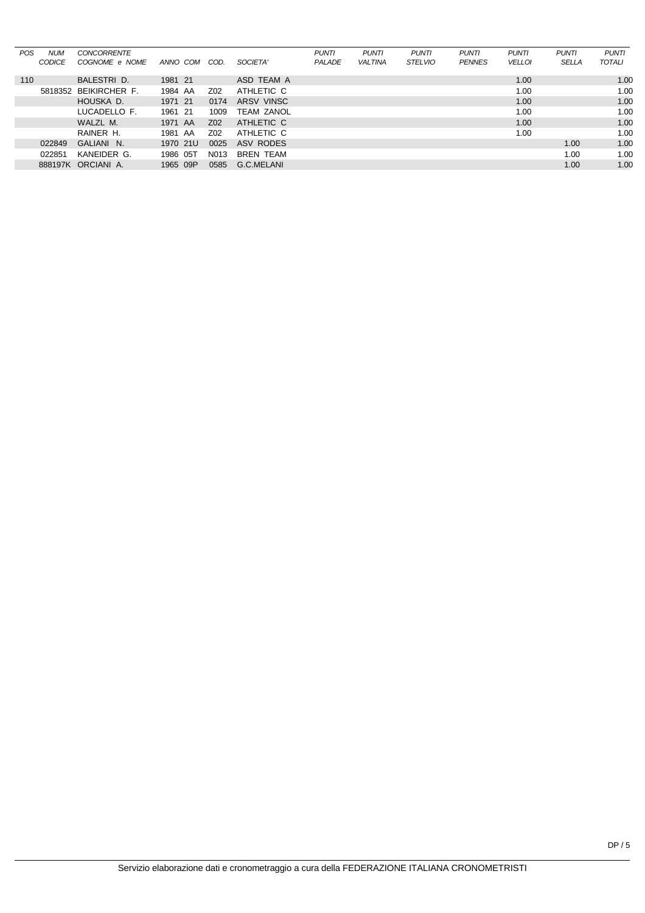| POS | NUM CODICE | CONCORRENTE COGNOME e NOME | ANNO | COM | COD. | SOCIETA' | PUNTI PALADE | PUNTI VALTINA | PUNTI STELVIO | PUNTI PENNES | PUNTI VELLOI | PUNTI SELLA | PUNTI TOTALI |
|---|---|---|---|---|---|---|---|---|---|---|---|---|---|
| 110 | | BALESTRI D. | 1981 | 21 | | ASD TEAM A | | | | | 1.00 | | 1.00 |
| | 5818352 | BEIKIRCHER F. | 1984 | AA | Z02 | ATHLETIC C | | | | | 1.00 | | 1.00 |
| | | HOUSKA D. | 1971 | 21 | 0174 | ARSV VINSC | | | | | 1.00 | | 1.00 |
| | | LUCADELLO F. | 1961 | 21 | 1009 | TEAM ZANOL | | | | | 1.00 | | 1.00 |
| | | WALZL M. | 1971 | AA | Z02 | ATHLETIC C | | | | | 1.00 | | 1.00 |
| | | RAINER H. | 1981 | AA | Z02 | ATHLETIC C | | | | | 1.00 | | 1.00 |
| | 022849 | GALIANI N. | 1970 | 21U | 0025 | ASV RODES | | | | | | 1.00 | 1.00 |
| | 022851 | KANEIDER G. | 1986 | 05T | N013 | BREN TEAM | | | | | | 1.00 | 1.00 |
| | 888197K | ORCIANI A. | 1965 | 09P | 0585 | G.C.MELANI | | | | | | 1.00 | 1.00 |

Servizio elaborazione dati e cronometraggio a cura della FEDERAZIONE ITALIANA CRONOMETRISTI